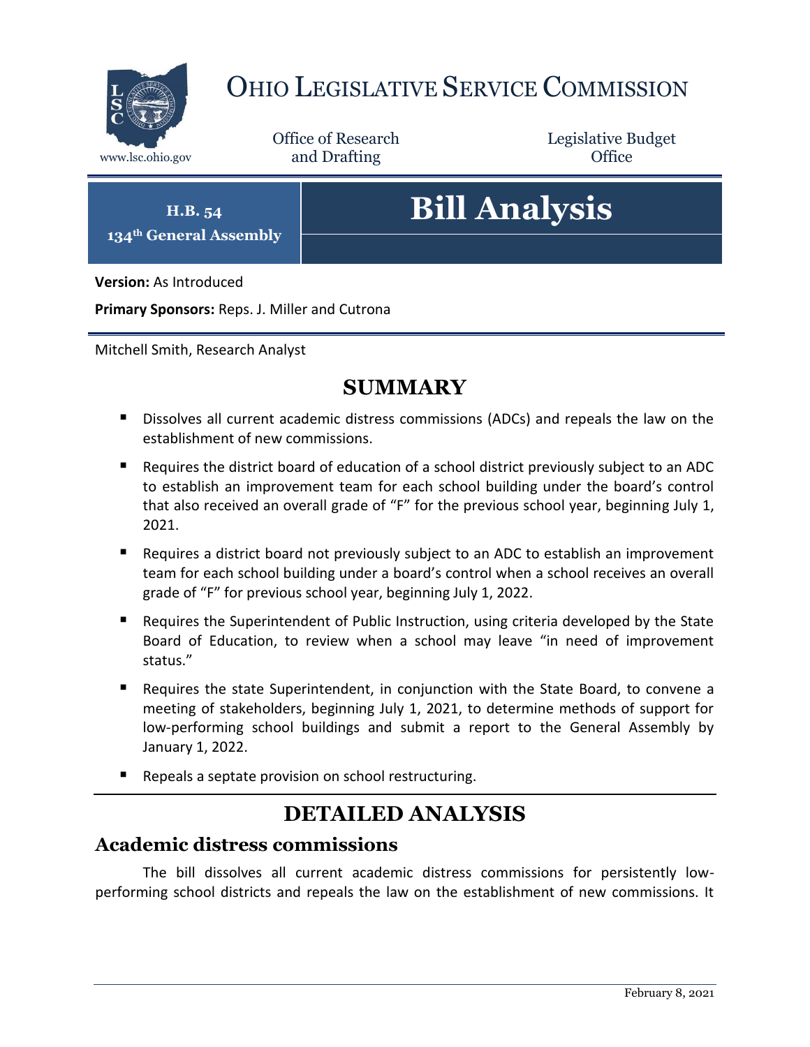# OHIO LEGISLATIVE SERVICE COMMISSION

www.lsc.ohio.gov

Office of Research and Drafting

Legislative Budget Office

**H.B. 54**
**134th General Assembly**

# Bill Analysis

**Version:** As Introduced

**Primary Sponsors:** Reps. J. Miller and Cutrona

Mitchell Smith, Research Analyst

## SUMMARY

- Dissolves all current academic distress commissions (ADCs) and repeals the law on the establishment of new commissions.
- Requires the district board of education of a school district previously subject to an ADC to establish an improvement team for each school building under the board's control that also received an overall grade of "F" for the previous school year, beginning July 1, 2021.
- Requires a district board not previously subject to an ADC to establish an improvement team for each school building under a board's control when a school receives an overall grade of "F" for previous school year, beginning July 1, 2022.
- Requires the Superintendent of Public Instruction, using criteria developed by the State Board of Education, to review when a school may leave "in need of improvement status."
- Requires the state Superintendent, in conjunction with the State Board, to convene a meeting of stakeholders, beginning July 1, 2021, to determine methods of support for low-performing school buildings and submit a report to the General Assembly by January 1, 2022.
- Repeals a septate provision on school restructuring.

## DETAILED ANALYSIS

### Academic distress commissions

The bill dissolves all current academic distress commissions for persistently low-performing school districts and repeals the law on the establishment of new commissions. It

February 8, 2021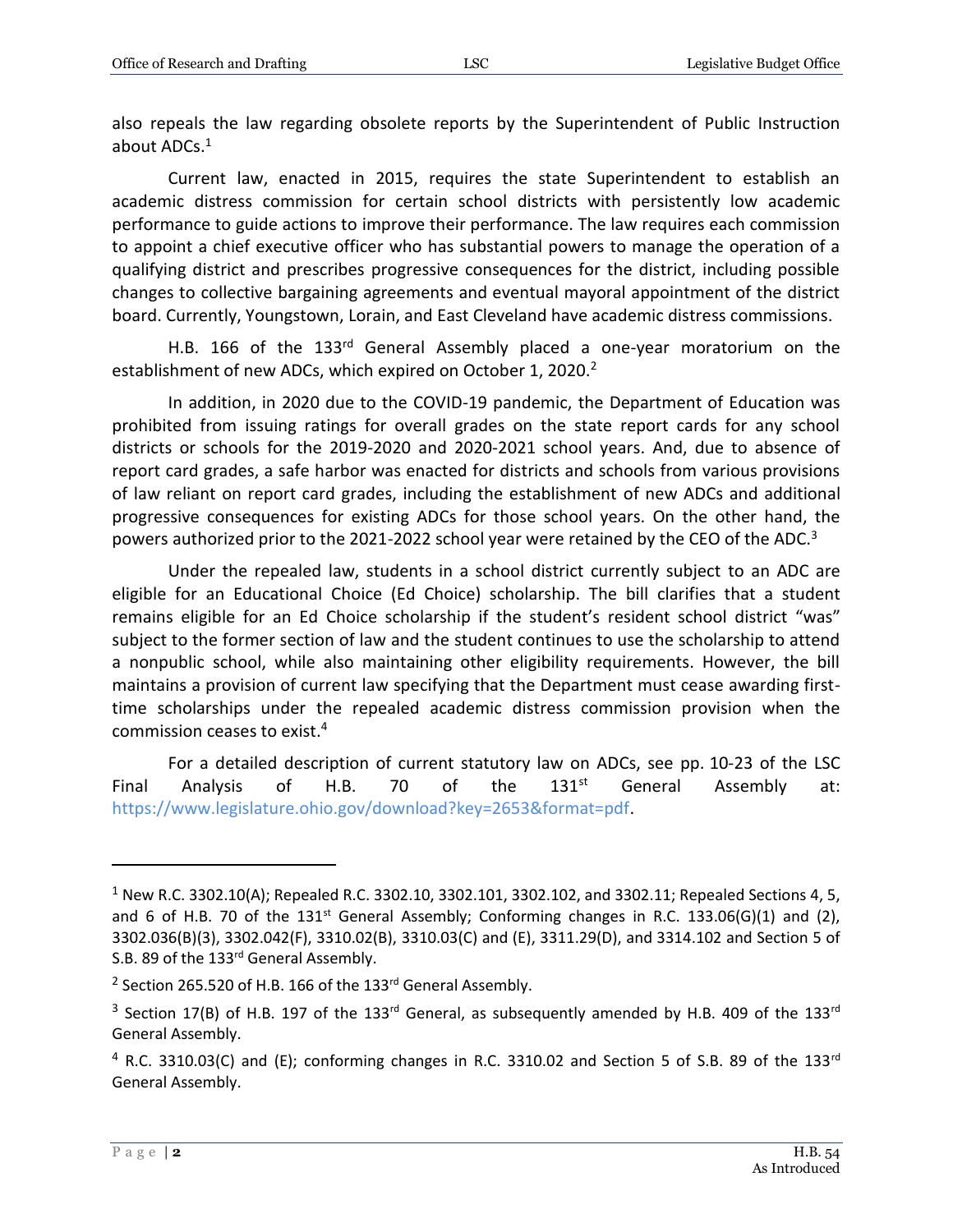also repeals the law regarding obsolete reports by the Superintendent of Public Instruction about ADCs.[1]

Current law, enacted in 2015, requires the state Superintendent to establish an academic distress commission for certain school districts with persistently low academic performance to guide actions to improve their performance. The law requires each commission to appoint a chief executive officer who has substantial powers to manage the operation of a qualifying district and prescribes progressive consequences for the district, including possible changes to collective bargaining agreements and eventual mayoral appointment of the district board. Currently, Youngstown, Lorain, and East Cleveland have academic distress commissions.

H.B. 166 of the 133rd General Assembly placed a one-year moratorium on the establishment of new ADCs, which expired on October 1, 2020.[2]

In addition, in 2020 due to the COVID-19 pandemic, the Department of Education was prohibited from issuing ratings for overall grades on the state report cards for any school districts or schools for the 2019-2020 and 2020-2021 school years. And, due to absence of report card grades, a safe harbor was enacted for districts and schools from various provisions of law reliant on report card grades, including the establishment of new ADCs and additional progressive consequences for existing ADCs for those school years. On the other hand, the powers authorized prior to the 2021-2022 school year were retained by the CEO of the ADC.[3]

Under the repealed law, students in a school district currently subject to an ADC are eligible for an Educational Choice (Ed Choice) scholarship. The bill clarifies that a student remains eligible for an Ed Choice scholarship if the student's resident school district "was" subject to the former section of law and the student continues to use the scholarship to attend a nonpublic school, while also maintaining other eligibility requirements. However, the bill maintains a provision of current law specifying that the Department must cease awarding first-time scholarships under the repealed academic distress commission provision when the commission ceases to exist.[4]

For a detailed description of current statutory law on ADCs, see pp. 10-23 of the LSC Final Analysis of H.B. 70 of the 131st General Assembly at: https://www.legislature.ohio.gov/download?key=2653&format=pdf.

---

[1] New R.C. 3302.10(A); Repealed R.C. 3302.10, 3302.101, 3302.102, and 3302.11; Repealed Sections 4, 5, and 6 of H.B. 70 of the 131st General Assembly; Conforming changes in R.C. 133.06(G)(1) and (2), 3302.036(B)(3), 3302.042(F), 3310.02(B), 3310.03(C) and (E), 3311.29(D), and 3314.102 and Section 5 of S.B. 89 of the 133rd General Assembly.

[2] Section 265.520 of H.B. 166 of the 133rd General Assembly.

[3] Section 17(B) of H.B. 197 of the 133rd General, as subsequently amended by H.B. 409 of the 133rd General Assembly.

[4] R.C. 3310.03(C) and (E); conforming changes in R.C. 3310.02 and Section 5 of S.B. 89 of the 133rd General Assembly.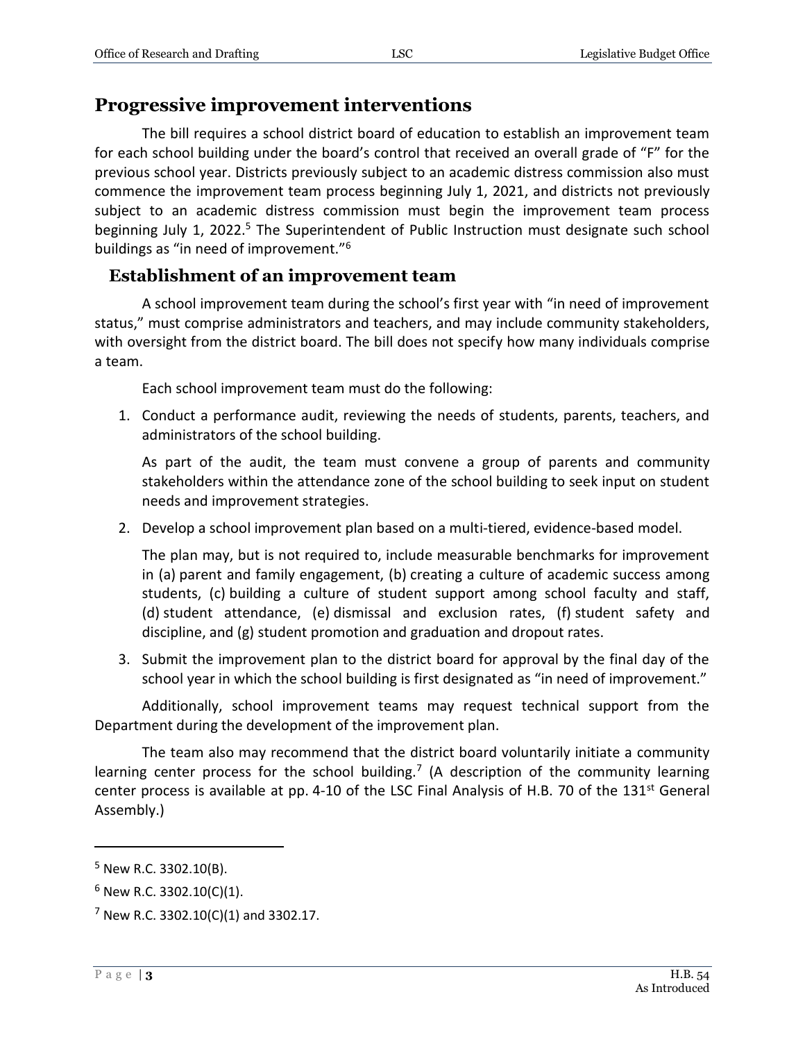## Progressive improvement interventions

The bill requires a school district board of education to establish an improvement team for each school building under the board's control that received an overall grade of "F" for the previous school year. Districts previously subject to an academic distress commission also must commence the improvement team process beginning July 1, 2021, and districts not previously subject to an academic distress commission must begin the improvement team process beginning July 1, 2022.[5] The Superintendent of Public Instruction must designate such school buildings as "in need of improvement."[6]

### Establishment of an improvement team

A school improvement team during the school's first year with "in need of improvement status," must comprise administrators and teachers, and may include community stakeholders, with oversight from the district board. The bill does not specify how many individuals comprise a team.

Each school improvement team must do the following:

1. Conduct a performance audit, reviewing the needs of students, parents, teachers, and administrators of the school building.

   As part of the audit, the team must convene a group of parents and community stakeholders within the attendance zone of the school building to seek input on student needs and improvement strategies.

2. Develop a school improvement plan based on a multi-tiered, evidence-based model.

   The plan may, but is not required to, include measurable benchmarks for improvement in (a) parent and family engagement, (b) creating a culture of academic success among students, (c) building a culture of student support among school faculty and staff, (d) student attendance, (e) dismissal and exclusion rates, (f) student safety and discipline, and (g) student promotion and graduation and dropout rates.

3. Submit the improvement plan to the district board for approval by the final day of the school year in which the school building is first designated as "in need of improvement."

Additionally, school improvement teams may request technical support from the Department during the development of the improvement plan.

The team also may recommend that the district board voluntarily initiate a community learning center process for the school building.[7] (A description of the community learning center process is available at pp. 4-10 of the LSC Final Analysis of H.B. 70 of the 131st General Assembly.)

---

[5] New R.C. 3302.10(B).

[6] New R.C. 3302.10(C)(1).

[7] New R.C. 3302.10(C)(1) and 3302.17.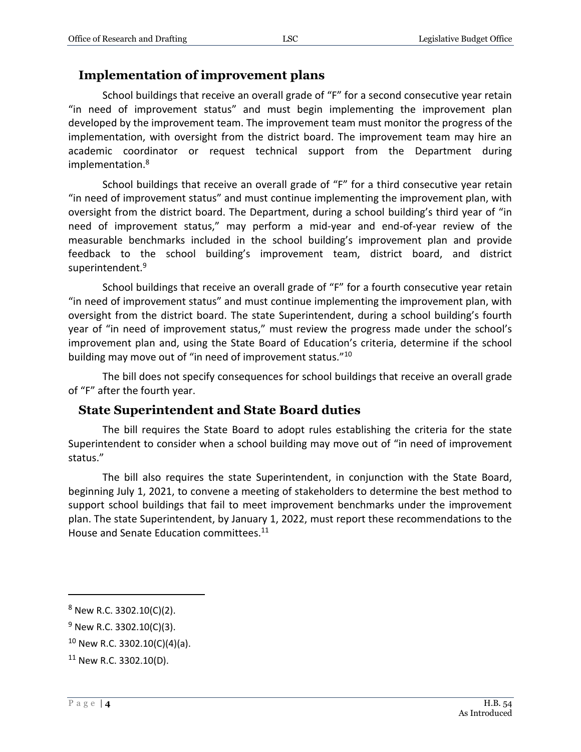## Implementation of improvement plans

School buildings that receive an overall grade of "F" for a second consecutive year retain "in need of improvement status" and must begin implementing the improvement plan developed by the improvement team. The improvement team must monitor the progress of the implementation, with oversight from the district board. The improvement team may hire an academic coordinator or request technical support from the Department during implementation.[8]

School buildings that receive an overall grade of "F" for a third consecutive year retain "in need of improvement status" and must continue implementing the improvement plan, with oversight from the district board. The Department, during a school building's third year of "in need of improvement status," may perform a mid-year and end-of-year review of the measurable benchmarks included in the school building's improvement plan and provide feedback to the school building's improvement team, district board, and district superintendent.[9]

School buildings that receive an overall grade of "F" for a fourth consecutive year retain "in need of improvement status" and must continue implementing the improvement plan, with oversight from the district board. The state Superintendent, during a school building's fourth year of "in need of improvement status," must review the progress made under the school's improvement plan and, using the State Board of Education's criteria, determine if the school building may move out of "in need of improvement status."[10]

The bill does not specify consequences for school buildings that receive an overall grade of "F" after the fourth year.

## State Superintendent and State Board duties

The bill requires the State Board to adopt rules establishing the criteria for the state Superintendent to consider when a school building may move out of "in need of improvement status."

The bill also requires the state Superintendent, in conjunction with the State Board, beginning July 1, 2021, to convene a meeting of stakeholders to determine the best method to support school buildings that fail to meet improvement benchmarks under the improvement plan. The state Superintendent, by January 1, 2022, must report these recommendations to the House and Senate Education committees.[11]

---

[8] New R.C. 3302.10(C)(2).

[9] New R.C. 3302.10(C)(3).

[10] New R.C. 3302.10(C)(4)(a).

[11] New R.C. 3302.10(D).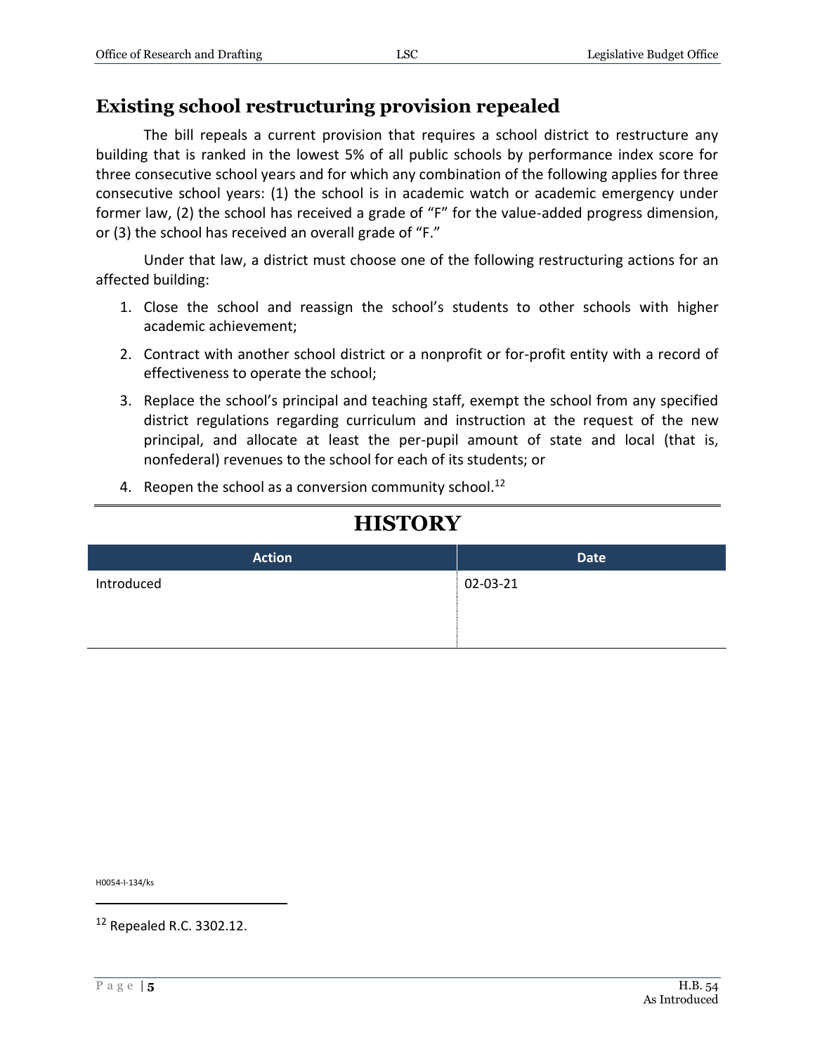## Existing school restructuring provision repealed

The bill repeals a current provision that requires a school district to restructure any building that is ranked in the lowest 5% of all public schools by performance index score for three consecutive school years and for which any combination of the following applies for three consecutive school years: (1) the school is in academic watch or academic emergency under former law, (2) the school has received a grade of "F" for the value-added progress dimension, or (3) the school has received an overall grade of "F."

Under that law, a district must choose one of the following restructuring actions for an affected building:

1. Close the school and reassign the school's students to other schools with higher academic achievement;
2. Contract with another school district or a nonprofit or for-profit entity with a record of effectiveness to operate the school;
3. Replace the school's principal and teaching staff, exempt the school from any specified district regulations regarding curriculum and instruction at the request of the new principal, and allocate at least the per-pupil amount of state and local (that is, nonfederal) revenues to the school for each of its students; or
4. Reopen the school as a conversion community school.[12]

# HISTORY

| Action | Date |
|---|---|
| Introduced | 02-03-21 |

H0054-I-134/ks

[12] Repealed R.C. 3302.12.